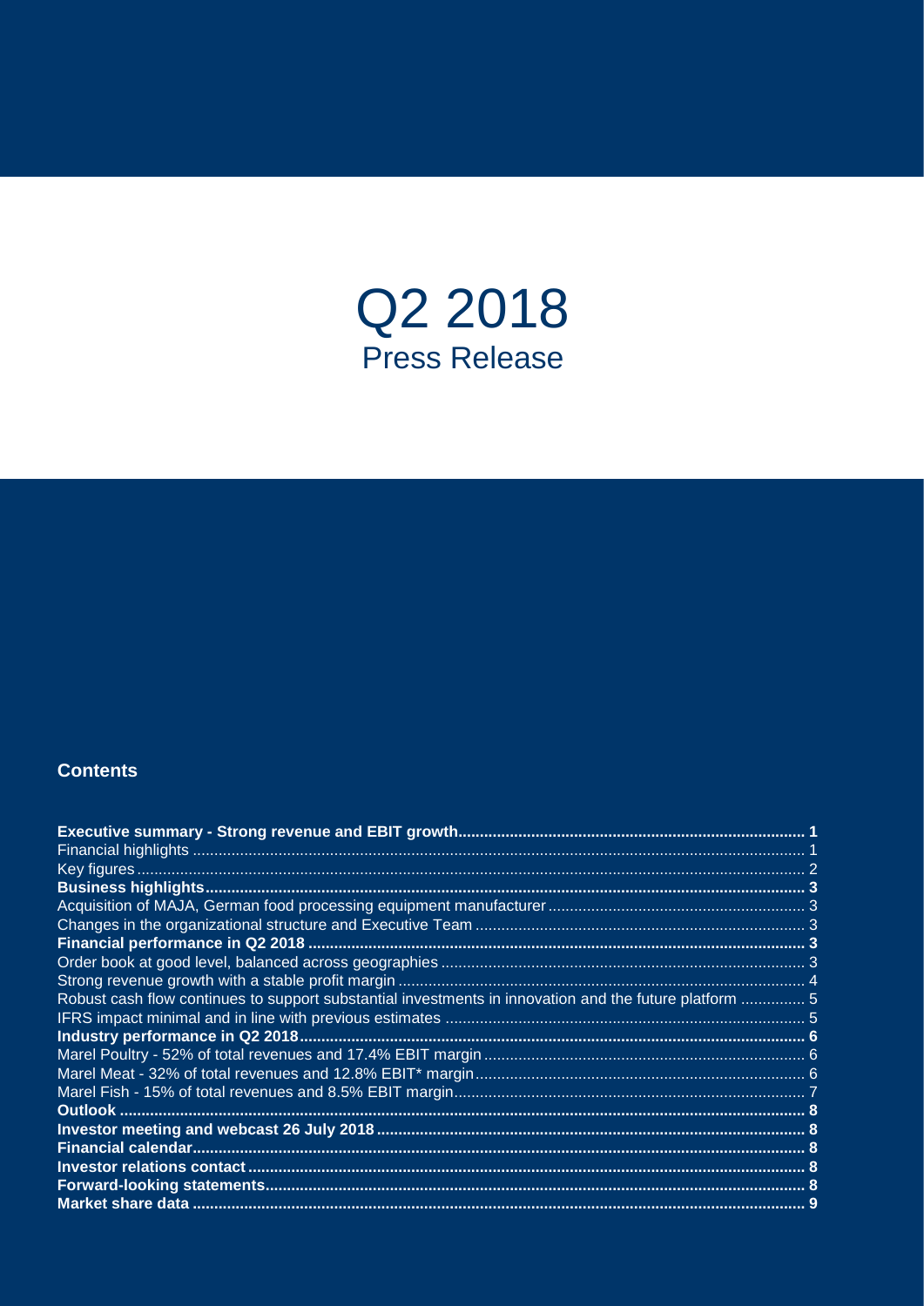# Q2 2018
## Press Release

### Contents

| | |
|---|---|
| **Executive summary - Strong revenue and EBIT growth** | **1** |
| Financial highlights | 1 |
| Key figures | 2 |
| **Business highlights** | **3** |
| Acquisition of MAJA, German food processing equipment manufacturer | 3 |
| Changes in the organizational structure and Executive Team | 3 |
| **Financial performance in Q2 2018** | **3** |
| Order book at good level, balanced across geographies | 3 |
| Strong revenue growth with a stable profit margin | 4 |
| Robust cash flow continues to support substantial investments in innovation and the future platform | 5 |
| IFRS impact minimal and in line with previous estimates | 5 |
| **Industry performance in Q2 2018** | **6** |
| Marel Poultry - 52% of total revenues and 17.4% EBIT margin | 6 |
| Marel Meat - 32% of total revenues and 12.8% EBIT* margin | 6 |
| Marel Fish - 15% of total revenues and 8.5% EBIT margin | 7 |
| **Outlook** | **8** |
| **Investor meeting and webcast 26 July 2018** | **8** |
| **Financial calendar** | **8** |
| **Investor relations contact** | **8** |
| **Forward-looking statements** | **8** |
| **Market share data** | **9** |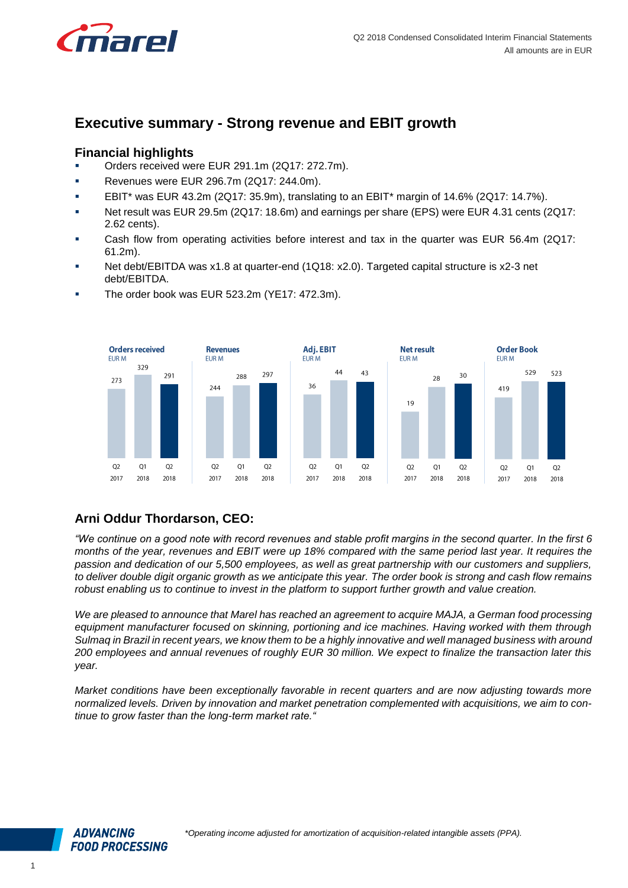## Executive summary - Strong revenue and EBIT growth

### Financial highlights

- Orders received were EUR 291.1m (2Q17: 272.7m).
- Revenues were EUR 296.7m (2Q17: 244.0m).
- EBIT* was EUR 43.2m (2Q17: 35.9m), translating to an EBIT* margin of 14.6% (2Q17: 14.7%).
- Net result was EUR 29.5m (2Q17: 18.6m) and earnings per share (EPS) were EUR 4.31 cents (2Q17: 2.62 cents).
- Cash flow from operating activities before interest and tax in the quarter was EUR 56.4m (2Q17: 61.2m).
- Net debt/EBITDA was x1.8 at quarter-end (1Q18: x2.0). Targeted capital structure is x2-3 net debt/EBITDA.
- The order book was EUR 523.2m (YE17: 472.3m).

| EUR M | Q2 2017 | Q1 2018 | Q2 2018 |
|---|---|---|---|
| Orders received | 273 | 329 | 291 |
| Revenues | 244 | 288 | 297 |
| Adj. EBIT | 36 | 44 | 43 |
| Net result | 19 | 28 | 30 |
| Order Book | 419 | 529 | 523 |

### Arni Oddur Thordarson, CEO:

*"We continue on a good note with record revenues and stable profit margins in the second quarter. In the first 6 months of the year, revenues and EBIT were up 18% compared with the same period last year. It requires the passion and dedication of our 5,500 employees, as well as great partnership with our customers and suppliers, to deliver double digit organic growth as we anticipate this year. The order book is strong and cash flow remains robust enabling us to continue to invest in the platform to support further growth and value creation.*

*We are pleased to announce that Marel has reached an agreement to acquire MAJA, a German food processing equipment manufacturer focused on skinning, portioning and ice machines. Having worked with them through Sulmaq in Brazil in recent years, we know them to be a highly innovative and well managed business with around 200 employees and annual revenues of roughly EUR 30 million. We expect to finalize the transaction later this year.*

*Market conditions have been exceptionally favorable in recent quarters and are now adjusting towards more normalized levels. Driven by innovation and market penetration complemented with acquisitions, we aim to continue to grow faster than the long-term market rate."*

*\*Operating income adjusted for amortization of acquisition-related intangible assets (PPA).*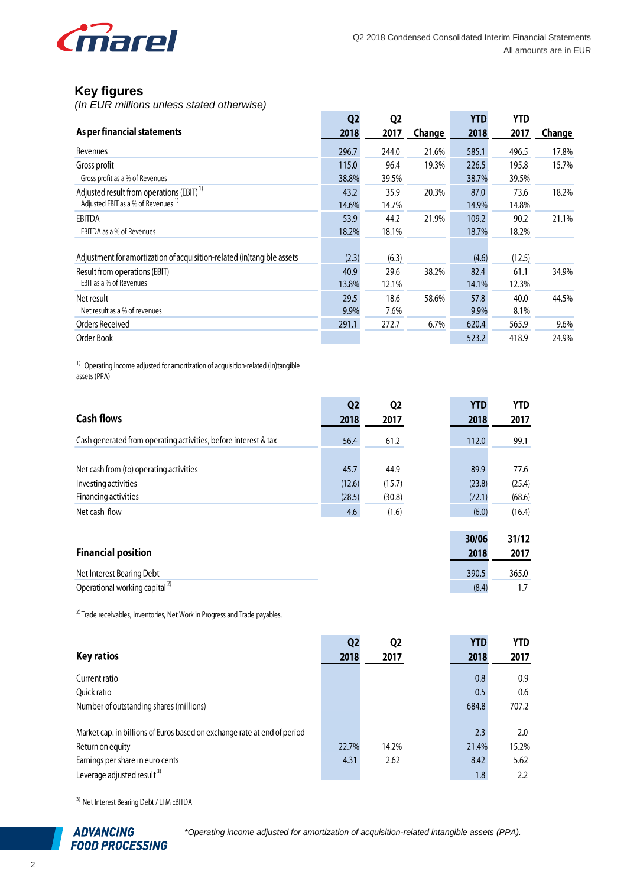## Key figures

*(In EUR millions unless stated otherwise)*

| As per financial statements | Q2 2018 | Q2 2017 | Change | YTD 2018 | YTD 2017 | Change |
|---|---|---|---|---|---|---|
| Revenues | 296.7 | 244.0 | 21.6% | 585.1 | 496.5 | 17.8% |
| Gross profit | 115.0 | 96.4 | 19.3% | 226.5 | 195.8 | 15.7% |
| Gross profit as a % of Revenues | 38.8% | 39.5% | | 38.7% | 39.5% | |
| Adjusted result from operations (EBIT) [1] | 43.2 | 35.9 | 20.3% | 87.0 | 73.6 | 18.2% |
| Adjusted EBIT as a % of Revenues [1] | 14.6% | 14.7% | | 14.9% | 14.8% | |
| EBITDA | 53.9 | 44.2 | 21.9% | 109.2 | 90.2 | 21.1% |
| EBITDA as a % of Revenues | 18.2% | 18.1% | | 18.7% | 18.2% | |
| Adjustment for amortization of acquisition-related (in)tangible assets | (2.3) | (6.3) | | (4.6) | (12.5) | |
| Result from operations (EBIT) | 40.9 | 29.6 | 38.2% | 82.4 | 61.1 | 34.9% |
| EBIT as a % of Revenues | 13.8% | 12.1% | | 14.1% | 12.3% | |
| Net result | 29.5 | 18.6 | 58.6% | 57.8 | 40.0 | 44.5% |
| Net result as a % of revenues | 9.9% | 7.6% | | 9.9% | 8.1% | |
| Orders Received | 291.1 | 272.7 | 6.7% | 620.4 | 565.9 | 9.6% |
| Order Book | | | | 523.2 | 418.9 | 24.9% |

[1] Operating income adjusted for amortization of acquisition-related (in)tangible assets (PPA)

| Cash flows | Q2 2018 | Q2 2017 | YTD 2018 | YTD 2017 |
|---|---|---|---|---|
| Cash generated from operating activities, before interest & tax | 56.4 | 61.2 | 112.0 | 99.1 |
| Net cash from (to) operating activities | 45.7 | 44.9 | 89.9 | 77.6 |
| Investing activities | (12.6) | (15.7) | (23.8) | (25.4) |
| Financing activities | (28.5) | (30.8) | (72.1) | (68.6) |
| Net cash flow | 4.6 | (1.6) | (6.0) | (16.4) |

| Financial position | 30/06 2018 | 31/12 2017 |
|---|---|---|
| Net Interest Bearing Debt | 390.5 | 365.0 |
| Operational working capital [2] | (8.4) | 1.7 |

[2] Trade receivables, Inventories, Net Work in Progress and Trade payables.

| Key ratios | Q2 2018 | Q2 2017 | YTD 2018 | YTD 2017 |
|---|---|---|---|---|
| Current ratio | | | 0.8 | 0.9 |
| Quick ratio | | | 0.5 | 0.6 |
| Number of outstanding shares (millions) | | | 684.8 | 707.2 |
| Market cap. in billions of Euros based on exchange rate at end of period | | | 2.3 | 2.0 |
| Return on equity | 22.7% | 14.2% | 21.4% | 15.2% |
| Earnings per share in euro cents | 4.31 | 2.62 | 8.42 | 5.62 |
| Leverage adjusted result [3] | | | 1.8 | 2.2 |

[3] Net Interest Bearing Debt / LTM EBITDA

*Operating income adjusted for amortization of acquisition-related intangible assets (PPA).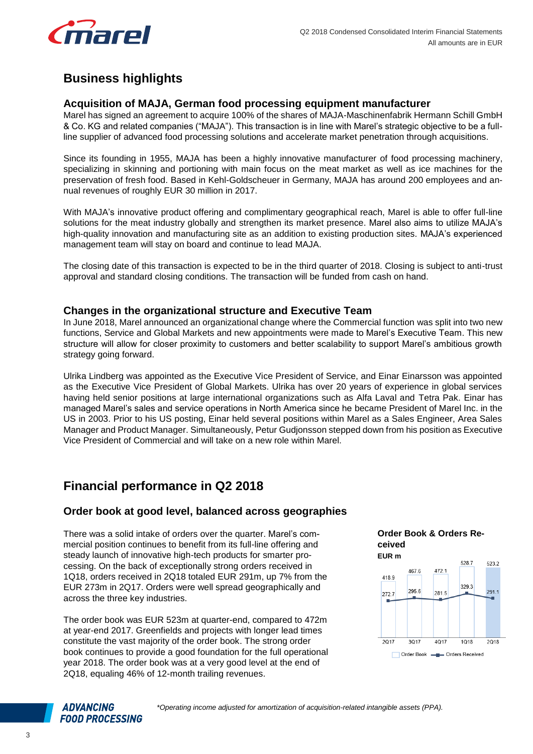# Business highlights

### Acquisition of MAJA, German food processing equipment manufacturer

Marel has signed an agreement to acquire 100% of the shares of MAJA-Maschinenfabrik Hermann Schill GmbH & Co. KG and related companies ("MAJA"). This transaction is in line with Marel's strategic objective to be a full-line supplier of advanced food processing solutions and accelerate market penetration through acquisitions.

Since its founding in 1955, MAJA has been a highly innovative manufacturer of food processing machinery, specializing in skinning and portioning with main focus on the meat market as well as ice machines for the preservation of fresh food. Based in Kehl-Goldscheuer in Germany, MAJA has around 200 employees and annual revenues of roughly EUR 30 million in 2017.

With MAJA's innovative product offering and complimentary geographical reach, Marel is able to offer full-line solutions for the meat industry globally and strengthen its market presence. Marel also aims to utilize MAJA's high-quality innovation and manufacturing site as an addition to existing production sites. MAJA's experienced management team will stay on board and continue to lead MAJA.

The closing date of this transaction is expected to be in the third quarter of 2018. Closing is subject to anti-trust approval and standard closing conditions. The transaction will be funded from cash on hand.

### Changes in the organizational structure and Executive Team

In June 2018, Marel announced an organizational change where the Commercial function was split into two new functions, Service and Global Markets and new appointments were made to Marel's Executive Team. This new structure will allow for closer proximity to customers and better scalability to support Marel's ambitious growth strategy going forward.

Ulrika Lindberg was appointed as the Executive Vice President of Service, and Einar Einarsson was appointed as the Executive Vice President of Global Markets. Ulrika has over 20 years of experience in global services having held senior positions at large international organizations such as Alfa Laval and Tetra Pak. Einar has managed Marel's sales and service operations in North America since he became President of Marel Inc. in the US in 2003. Prior to his US posting, Einar held several positions within Marel as a Sales Engineer, Area Sales Manager and Product Manager. Simultaneously, Petur Gudjonsson stepped down from his position as Executive Vice President of Commercial and will take on a new role within Marel.

# Financial performance in Q2 2018

### Order book at good level, balanced across geographies

There was a solid intake of orders over the quarter. Marel's commercial position continues to benefit from its full-line offering and steady launch of innovative high-tech products for smarter processing. On the back of exceptionally strong orders received in 1Q18, orders received in 2Q18 totaled EUR 291m, up 7% from the EUR 273m in 2Q17. Orders were well spread geographically and across the three key industries.

The order book was EUR 523m at quarter-end, compared to 472m at year-end 2017. Greenfields and projects with longer lead times constitute the vast majority of the order book. The strong order book continues to provide a good foundation for the full operational year 2018. The order book was at a very good level at the end of 2Q18, equaling 46% of 12-month trailing revenues.

**Order Book & Orders Received**
**EUR m**

| | 2Q17 | 3Q17 | 4Q17 | 1Q18 | 2Q18 |
|---|---|---|---|---|---|
| Order Book | 418.9 | 467.6 | 472.1 | 528.7 | 523.2 |
| Orders Received | 272.7 | 295.6 | 281.5 | 329.3 | 291.1 |

*Operating income adjusted for amortization of acquisition-related intangible assets (PPA).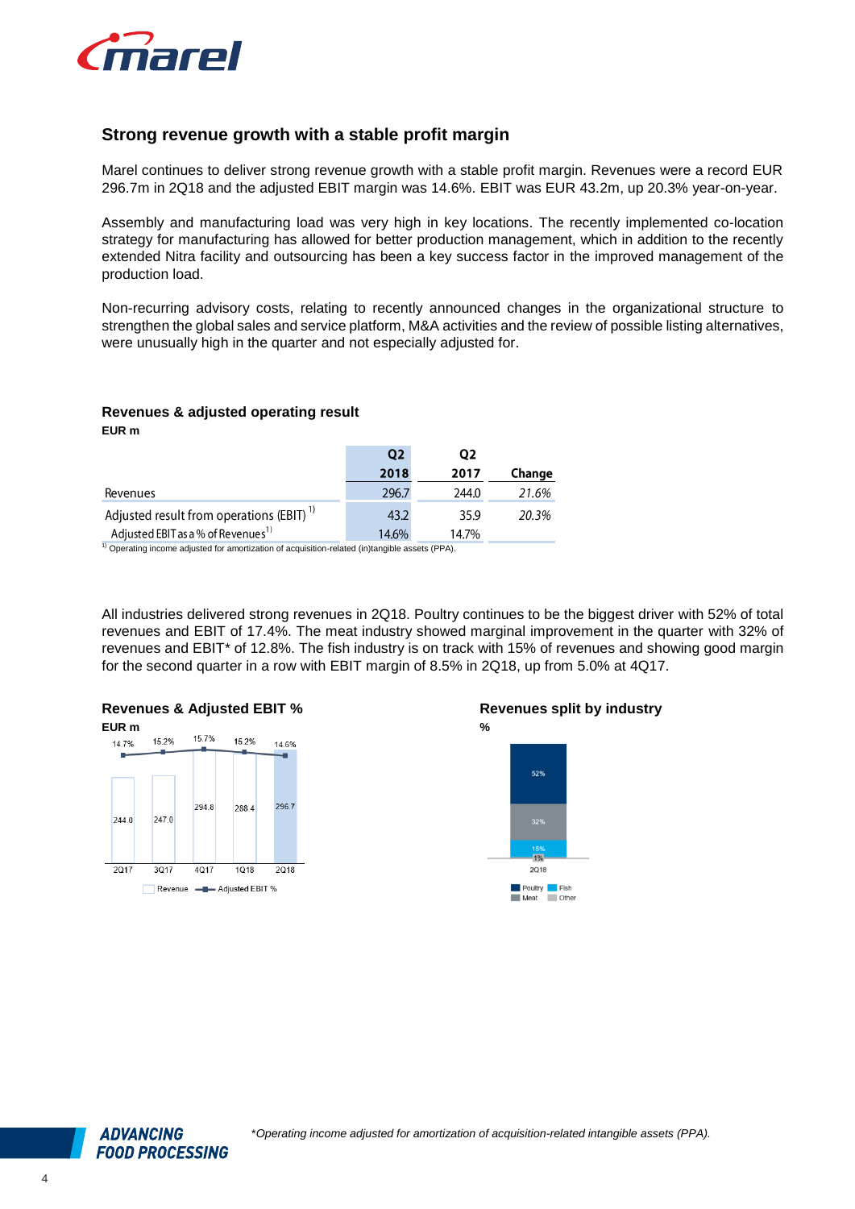## Strong revenue growth with a stable profit margin

Marel continues to deliver strong revenue growth with a stable profit margin. Revenues were a record EUR 296.7m in 2Q18 and the adjusted EBIT margin was 14.6%. EBIT was EUR 43.2m, up 20.3% year-on-year.

Assembly and manufacturing load was very high in key locations. The recently implemented co-location strategy for manufacturing has allowed for better production management, which in addition to the recently extended Nitra facility and outsourcing has been a key success factor in the improved management of the production load.

Non-recurring advisory costs, relating to recently announced changes in the organizational structure to strengthen the global sales and service platform, M&A activities and the review of possible listing alternatives, were unusually high in the quarter and not especially adjusted for.

### Revenues & adjusted operating result

**EUR m**

| | Q2 2018 | Q2 2017 | Change |
|---|---|---|---|
| Revenues | 296.7 | 244.0 | *21.6%* |
| Adjusted result from operations (EBIT) [1] | 43.2 | 35.9 | *20.3%* |
| Adjusted EBIT as a % of Revenues [1] | 14.6% | 14.7% | |

[1] Operating income adjusted for amortization of acquisition-related (in)tangible assets (PPA).

All industries delivered strong revenues in 2Q18. Poultry continues to be the biggest driver with 52% of total revenues and EBIT of 17.4%. The meat industry showed marginal improvement in the quarter with 32% of revenues and EBIT* of 12.8%. The fish industry is on track with 15% of revenues and showing good margin for the second quarter in a row with EBIT margin of 8.5% in 2Q18, up from 5.0% at 4Q17.

### Revenues & Adjusted EBIT %

**EUR m**

| | 2Q17 | 3Q17 | 4Q17 | 1Q18 | 2Q18 |
|---|---|---|---|---|---|
| Revenue | 244.0 | 247.0 | 294.8 | 288.4 | 296.7 |
| Adjusted EBIT % | 14.7% | 15.2% | 15.7% | 15.2% | 14.6% |

### Revenues split by industry

**%**

| 2Q18 | % |
|---|---|
| Poultry | 52% |
| Meat | 32% |
| Fish | 15% |
| Other | 1% |

*Operating income adjusted for amortization of acquisition-related intangible assets (PPA).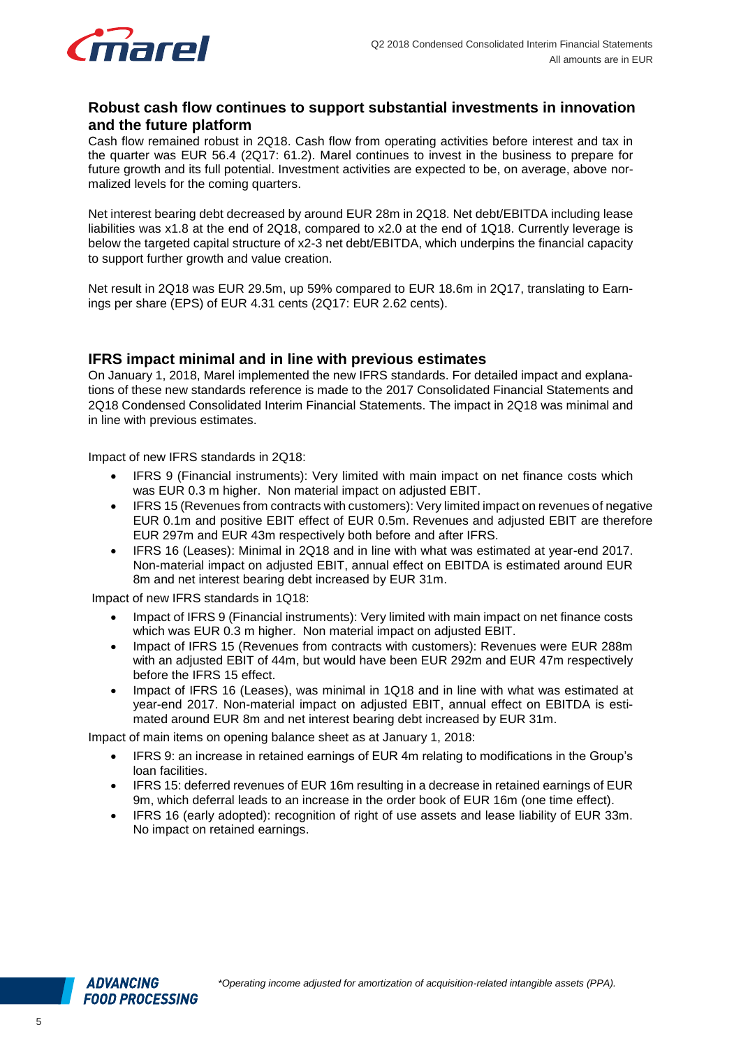## Robust cash flow continues to support substantial investments in innovation and the future platform

Cash flow remained robust in 2Q18. Cash flow from operating activities before interest and tax in the quarter was EUR 56.4 (2Q17: 61.2). Marel continues to invest in the business to prepare for future growth and its full potential. Investment activities are expected to be, on average, above normalized levels for the coming quarters.

Net interest bearing debt decreased by around EUR 28m in 2Q18. Net debt/EBITDA including lease liabilities was x1.8 at the end of 2Q18, compared to x2.0 at the end of 1Q18. Currently leverage is below the targeted capital structure of x2-3 net debt/EBITDA, which underpins the financial capacity to support further growth and value creation.

Net result in 2Q18 was EUR 29.5m, up 59% compared to EUR 18.6m in 2Q17, translating to Earnings per share (EPS) of EUR 4.31 cents (2Q17: EUR 2.62 cents).

## IFRS impact minimal and in line with previous estimates

On January 1, 2018, Marel implemented the new IFRS standards. For detailed impact and explanations of these new standards reference is made to the 2017 Consolidated Financial Statements and 2Q18 Condensed Consolidated Interim Financial Statements. The impact in 2Q18 was minimal and in line with previous estimates.

Impact of new IFRS standards in 2Q18:

- IFRS 9 (Financial instruments): Very limited with main impact on net finance costs which was EUR 0.3 m higher. Non material impact on adjusted EBIT.
- IFRS 15 (Revenues from contracts with customers): Very limited impact on revenues of negative EUR 0.1m and positive EBIT effect of EUR 0.5m. Revenues and adjusted EBIT are therefore EUR 297m and EUR 43m respectively both before and after IFRS.
- IFRS 16 (Leases): Minimal in 2Q18 and in line with what was estimated at year-end 2017. Non-material impact on adjusted EBIT, annual effect on EBITDA is estimated around EUR 8m and net interest bearing debt increased by EUR 31m.

Impact of new IFRS standards in 1Q18:

- Impact of IFRS 9 (Financial instruments): Very limited with main impact on net finance costs which was EUR 0.3 m higher. Non material impact on adjusted EBIT.
- Impact of IFRS 15 (Revenues from contracts with customers): Revenues were EUR 288m with an adjusted EBIT of 44m, but would have been EUR 292m and EUR 47m respectively before the IFRS 15 effect.
- Impact of IFRS 16 (Leases), was minimal in 1Q18 and in line with what was estimated at year-end 2017. Non-material impact on adjusted EBIT, annual effect on EBITDA is estimated around EUR 8m and net interest bearing debt increased by EUR 31m.

Impact of main items on opening balance sheet as at January 1, 2018:

- IFRS 9: an increase in retained earnings of EUR 4m relating to modifications in the Group's loan facilities.
- IFRS 15: deferred revenues of EUR 16m resulting in a decrease in retained earnings of EUR 9m, which deferral leads to an increase in the order book of EUR 16m (one time effect).
- IFRS 16 (early adopted): recognition of right of use assets and lease liability of EUR 33m. No impact on retained earnings.

*Operating income adjusted for amortization of acquisition-related intangible assets (PPA).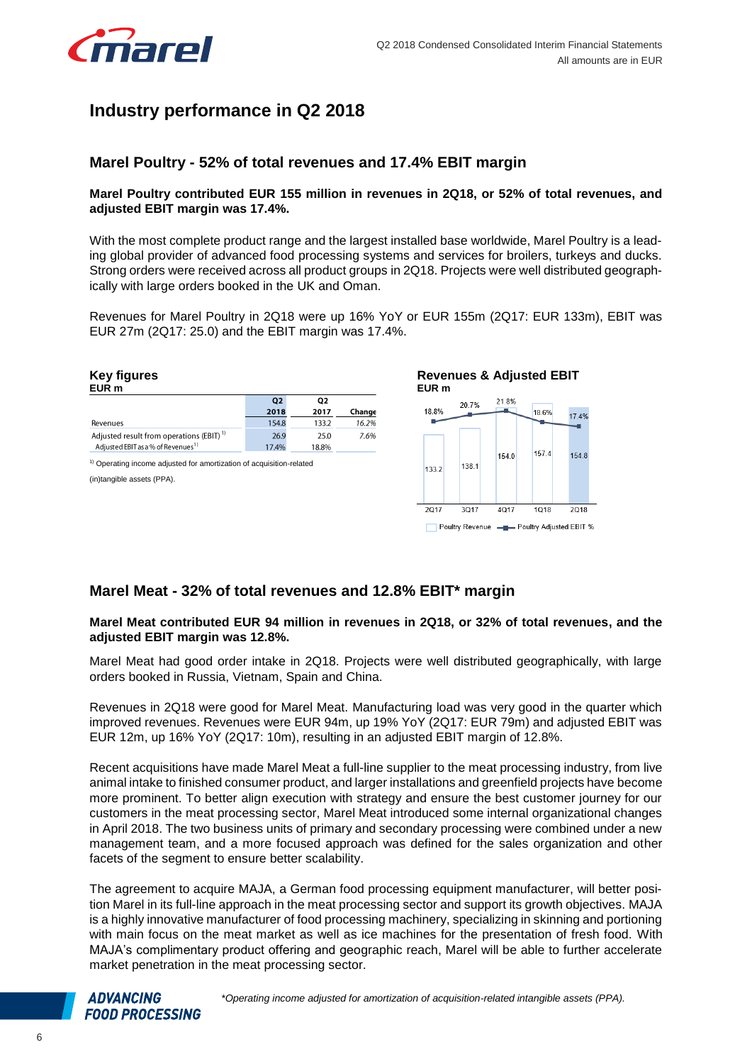# Industry performance in Q2 2018

## Marel Poultry - 52% of total revenues and 17.4% EBIT margin

**Marel Poultry contributed EUR 155 million in revenues in 2Q18, or 52% of total revenues, and adjusted EBIT margin was 17.4%.**

With the most complete product range and the largest installed base worldwide, Marel Poultry is a leading global provider of advanced food processing systems and services for broilers, turkeys and ducks. Strong orders were received across all product groups in 2Q18. Projects were well distributed geographically with large orders booked in the UK and Oman.

Revenues for Marel Poultry in 2Q18 were up 16% YoY or EUR 155m (2Q17: EUR 133m), EBIT was EUR 27m (2Q17: 25.0) and the EBIT margin was 17.4%.

### Key figures
**EUR m**

| | Q2 2018 | Q2 2017 | Change |
|---|---|---|---|
| Revenues | 154.8 | 133.2 | 16.2% |
| Adjusted result from operations (EBIT) [1] | 26.9 | 25.0 | 7.6% |
| Adjusted EBIT as a % of Revenues [1] | 17.4% | 18.8% | |

[1] Operating income adjusted for amortization of acquisition-related (in)tangible assets (PPA).

### Revenues & Adjusted EBIT
**EUR m**

| | 2Q17 | 3Q17 | 4Q17 | 1Q18 | 2Q18 |
|---|---|---|---|---|---|
| Poultry Revenue | 133.2 | 138.1 | 154.0 | 157.4 | 154.8 |
| Poultry Adjusted EBIT % | 18.8% | 20.7% | 21.8% | 18.6% | 17.4% |

## Marel Meat - 32% of total revenues and 12.8% EBIT* margin

**Marel Meat contributed EUR 94 million in revenues in 2Q18, or 32% of total revenues, and the adjusted EBIT margin was 12.8%.**

Marel Meat had good order intake in 2Q18. Projects were well distributed geographically, with large orders booked in Russia, Vietnam, Spain and China.

Revenues in 2Q18 were good for Marel Meat. Manufacturing load was very good in the quarter which improved revenues. Revenues were EUR 94m, up 19% YoY (2Q17: EUR 79m) and adjusted EBIT was EUR 12m, up 16% YoY (2Q17: 10m), resulting in an adjusted EBIT margin of 12.8%.

Recent acquisitions have made Marel Meat a full-line supplier to the meat processing industry, from live animal intake to finished consumer product, and larger installations and greenfield projects have become more prominent. To better align execution with strategy and ensure the best customer journey for our customers in the meat processing sector, Marel Meat introduced some internal organizational changes in April 2018. The two business units of primary and secondary processing were combined under a new management team, and a more focused approach was defined for the sales organization and other facets of the segment to ensure better scalability.

The agreement to acquire MAJA, a German food processing equipment manufacturer, will better position Marel in its full-line approach in the meat processing sector and support its growth objectives. MAJA is a highly innovative manufacturer of food processing machinery, specializing in skinning and portioning with main focus on the meat market as well as ice machines for the presentation of fresh food. With MAJA's complimentary product offering and geographic reach, Marel will be able to further accelerate market penetration in the meat processing sector.

*\*Operating income adjusted for amortization of acquisition-related intangible assets (PPA).*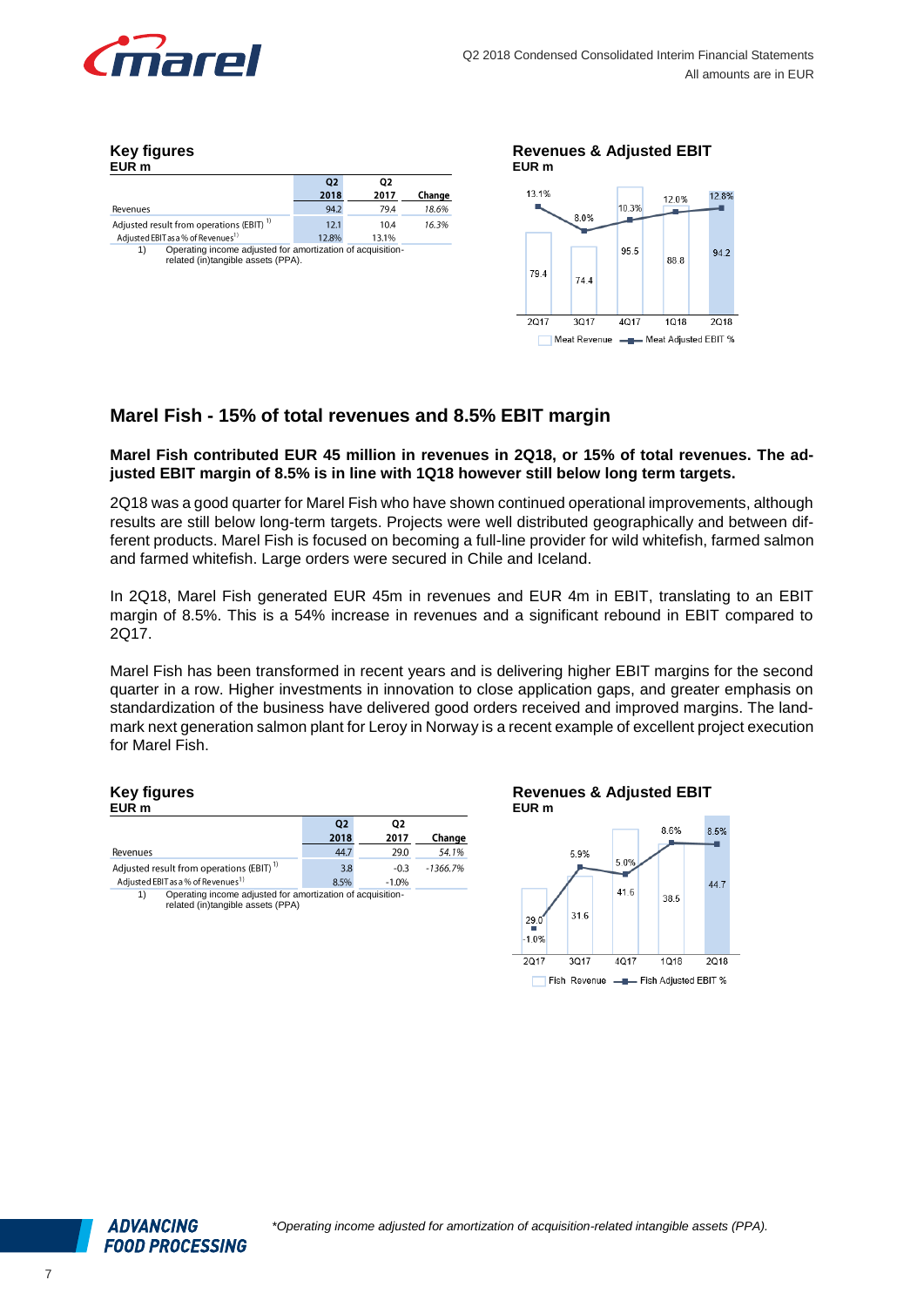### Key figures
EUR m

| | Q2 2018 | Q2 2017 | Change |
|---|---|---|---|
| Revenues | 94.2 | 79.4 | 18.6% |
| Adjusted result from operations (EBIT) [1] | 12.1 | 10.4 | 16.3% |
| Adjusted EBIT as a % of Revenues [1] | 12.8% | 13.1% | |

1) Operating income adjusted for amortization of acquisition-related (in)tangible assets (PPA).

### Revenues & Adjusted EBIT
EUR m

| | 2Q17 | 3Q17 | 4Q17 | 1Q18 | 2Q18 |
|---|---|---|---|---|---|
| Meat Revenue | 79.4 | 74.4 | 95.5 | 88.8 | 94.2 |
| Meat Adjusted EBIT % | 13.1% | 8.0% | 10.3% | 12.0% | 12.8% |

## Marel Fish - 15% of total revenues and 8.5% EBIT margin

**Marel Fish contributed EUR 45 million in revenues in 2Q18, or 15% of total revenues. The adjusted EBIT margin of 8.5% is in line with 1Q18 however still below long term targets.**

2Q18 was a good quarter for Marel Fish who have shown continued operational improvements, although results are still below long-term targets. Projects were well distributed geographically and between different products. Marel Fish is focused on becoming a full-line provider for wild whitefish, farmed salmon and farmed whitefish. Large orders were secured in Chile and Iceland.

In 2Q18, Marel Fish generated EUR 45m in revenues and EUR 4m in EBIT, translating to an EBIT margin of 8.5%. This is a 54% increase in revenues and a significant rebound in EBIT compared to 2Q17.

Marel Fish has been transformed in recent years and is delivering higher EBIT margins for the second quarter in a row. Higher investments in innovation to close application gaps, and greater emphasis on standardization of the business have delivered good orders received and improved margins. The landmark next generation salmon plant for Leroy in Norway is a recent example of excellent project execution for Marel Fish.

### Key figures
EUR m

| | Q2 2018 | Q2 2017 | Change |
|---|---|---|---|
| Revenues | 44.7 | 29.0 | 54.1% |
| Adjusted result from operations (EBIT) [1] | 3.8 | -0.3 | -1366.7% |
| Adjusted EBIT as a % of Revenues [1] | 8.5% | -1.0% | |

1) Operating income adjusted for amortization of acquisition-related (in)tangible assets (PPA)

### Revenues & Adjusted EBIT
EUR m

| | 2Q17 | 3Q17 | 4Q17 | 1Q18 | 2Q18 |
|---|---|---|---|---|---|
| Fish Revenue | 29.0 | 31.6 | 41.6 | 38.5 | 44.7 |
| Fish Adjusted EBIT % | -1.0% | 5.9% | 5.0% | 8.6% | 8.5% |

*Operating income adjusted for amortization of acquisition-related intangible assets (PPA).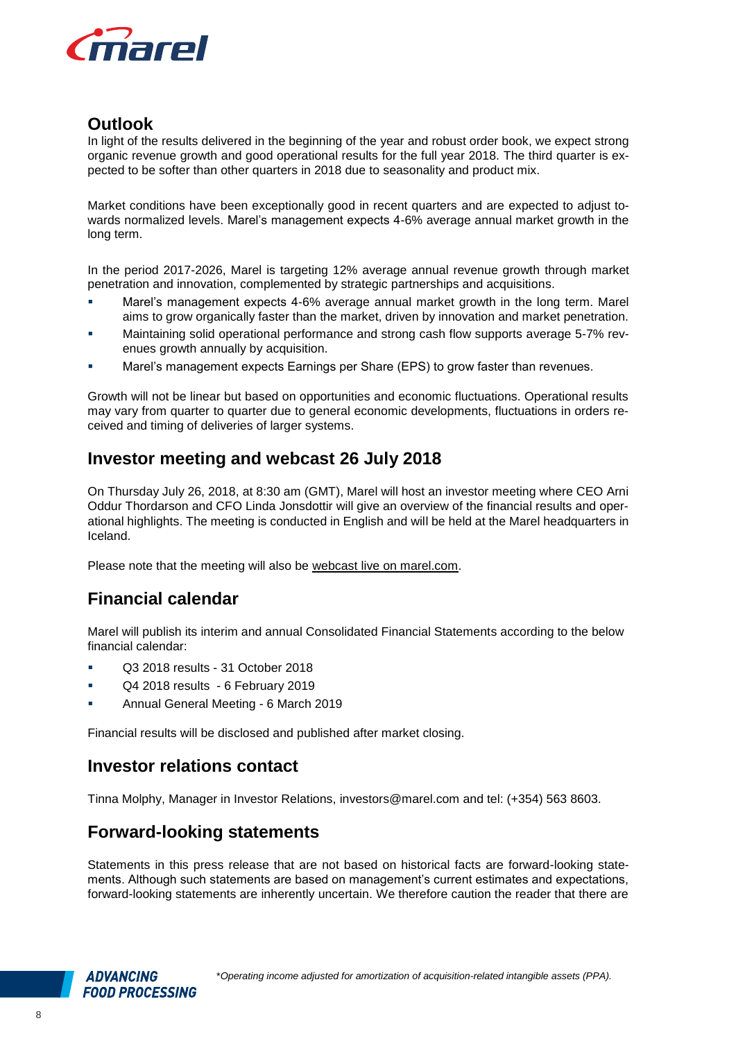## Outlook

In light of the results delivered in the beginning of the year and robust order book, we expect strong organic revenue growth and good operational results for the full year 2018. The third quarter is expected to be softer than other quarters in 2018 due to seasonality and product mix.

Market conditions have been exceptionally good in recent quarters and are expected to adjust towards normalized levels. Marel's management expects 4-6% average annual market growth in the long term.

In the period 2017-2026, Marel is targeting 12% average annual revenue growth through market penetration and innovation, complemented by strategic partnerships and acquisitions.

- Marel's management expects 4-6% average annual market growth in the long term. Marel aims to grow organically faster than the market, driven by innovation and market penetration.
- Maintaining solid operational performance and strong cash flow supports average 5-7% revenues growth annually by acquisition.
- Marel's management expects Earnings per Share (EPS) to grow faster than revenues.

Growth will not be linear but based on opportunities and economic fluctuations. Operational results may vary from quarter to quarter due to general economic developments, fluctuations in orders received and timing of deliveries of larger systems.

## Investor meeting and webcast 26 July 2018

On Thursday July 26, 2018, at 8:30 am (GMT), Marel will host an investor meeting where CEO Arni Oddur Thordarson and CFO Linda Jonsdottir will give an overview of the financial results and operational highlights. The meeting is conducted in English and will be held at the Marel headquarters in Iceland.

Please note that the meeting will also be webcast live on marel.com.

## Financial calendar

Marel will publish its interim and annual Consolidated Financial Statements according to the below financial calendar:

- Q3 2018 results - 31 October 2018
- Q4 2018 results - 6 February 2019
- Annual General Meeting - 6 March 2019

Financial results will be disclosed and published after market closing.

## Investor relations contact

Tinna Molphy, Manager in Investor Relations, investors@marel.com and tel: (+354) 563 8603.

## Forward-looking statements

Statements in this press release that are not based on historical facts are forward-looking statements. Although such statements are based on management's current estimates and expectations, forward-looking statements are inherently uncertain. We therefore caution the reader that there are

*Operating income adjusted for amortization of acquisition-related intangible assets (PPA).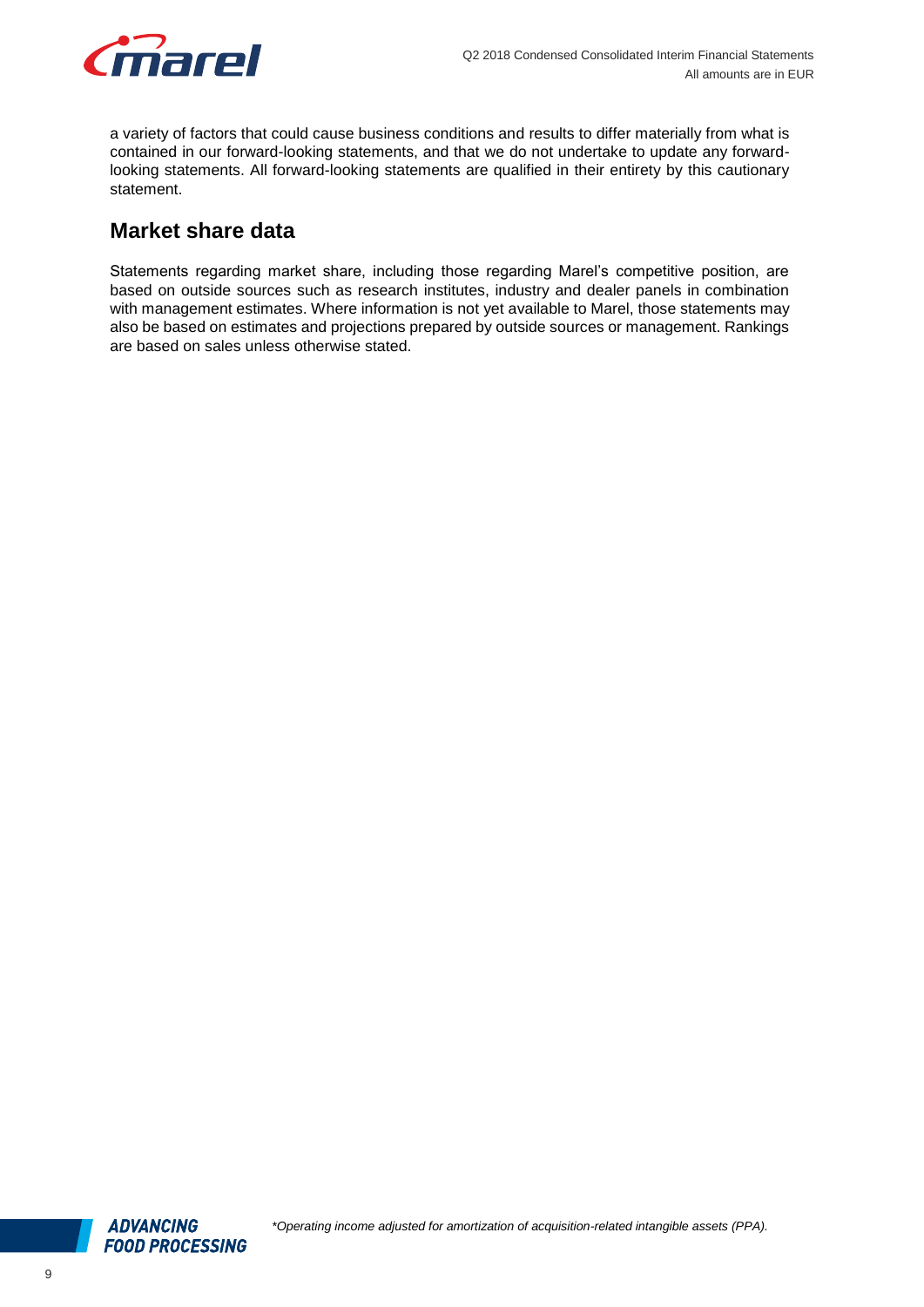a variety of factors that could cause business conditions and results to differ materially from what is contained in our forward-looking statements, and that we do not undertake to update any forward-looking statements. All forward-looking statements are qualified in their entirety by this cautionary statement.

## Market share data

Statements regarding market share, including those regarding Marel's competitive position, are based on outside sources such as research institutes, industry and dealer panels in combination with management estimates. Where information is not yet available to Marel, those statements may also be based on estimates and projections prepared by outside sources or management. Rankings are based on sales unless otherwise stated.

*\*Operating income adjusted for amortization of acquisition-related intangible assets (PPA).*